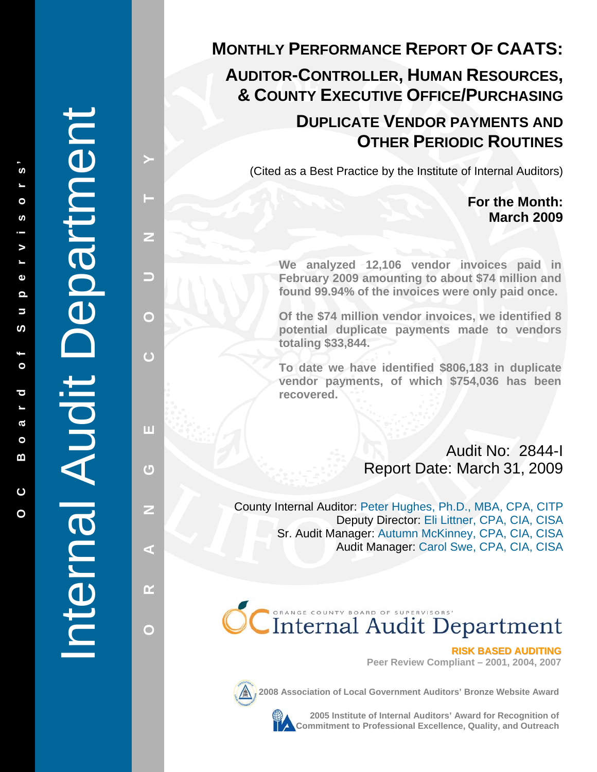# Monthly Performance Report of CAATS: Auditor-Controller, Human Resources, & County Executive Office/Purchasing

## Duplicate Vendor Payments and Other Periodic Routines

(Cited as a Best Practice by the Institute of Internal Auditors)

**For the Month: March 2009**

**We analyzed 12,106 vendor invoices paid in February 2009 amounting to about $74 million and found 99.94% of the invoices were only paid once.**

**Of the $74 million vendor invoices, we identified 8 potential duplicate payments made to vendors totaling $33,844.**

**To date we have identified $806,183 in duplicate vendor payments, of which $754,036 has been recovered.**

Audit No: 2844-I
Report Date: March 31, 2009

County Internal Auditor: Peter Hughes, Ph.D., MBA, CPA, CITP
Deputy Director: Eli Littner, CPA, CIA, CISA
Sr. Audit Manager: Autumn McKinney, CPA, CIA, CISA
Audit Manager: Carol Swe, CPA, CIA, CISA

OC Board of Supervisors' Internal Audit Department

Orange County

Orange County Board of Supervisors' Internal Audit Department

**RISK BASED AUDITING**

**Peer Review Compliant – 2001, 2004, 2007**

**2008 Association of Local Government Auditors' Bronze Website Award**

**2005 Institute of Internal Auditors' Award for Recognition of Commitment to Professional Excellence, Quality, and Outreach**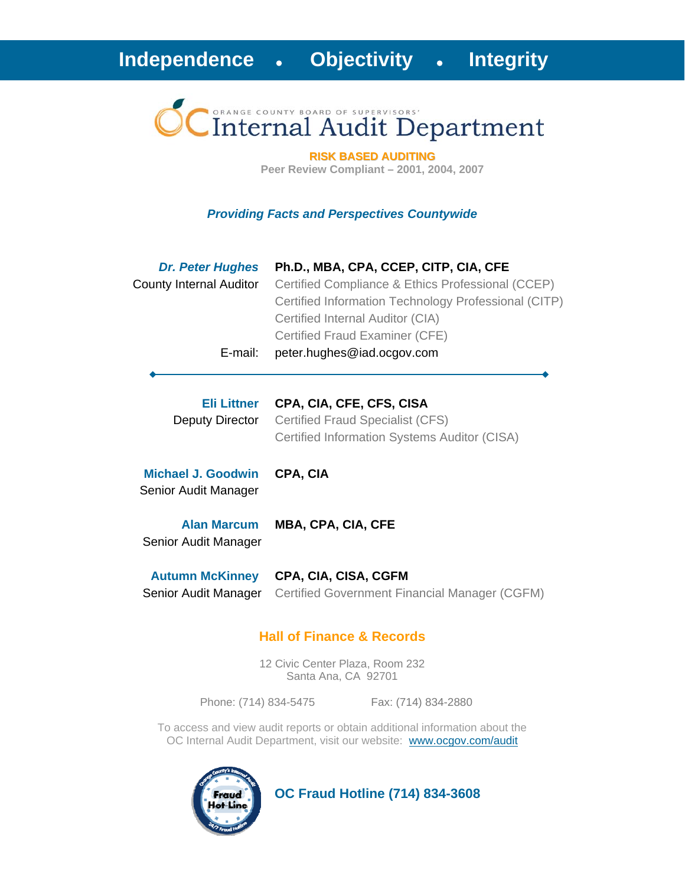**Independence • Objectivity • Integrity**

ORANGE COUNTY BOARD OF SUPERVISORS'

# OC Internal Audit Department

**RISK BASED AUDITING**

**Peer Review Compliant – 2001, 2004, 2007**

***Providing Facts and Perspectives Countywide***

***Dr. Peter Hughes*** — **Ph.D., MBA, CPA, CCEP, CITP, CIA, CFE**
County Internal Auditor
Certified Compliance & Ethics Professional (CCEP)
Certified Information Technology Professional (CITP)
Certified Internal Auditor (CIA)
Certified Fraud Examiner (CFE)
E-mail: peter.hughes@iad.ocgov.com

---

**Eli Littner** — **CPA, CIA, CFE, CFS, CISA**
Deputy Director
Certified Fraud Specialist (CFS)
Certified Information Systems Auditor (CISA)

**Michael J. Goodwin** — **CPA, CIA**
Senior Audit Manager

**Alan Marcum** — **MBA, CPA, CIA, CFE**
Senior Audit Manager

**Autumn McKinney** — **CPA, CIA, CISA, CGFM**
Senior Audit Manager
Certified Government Financial Manager (CGFM)

**Hall of Finance & Records**

12 Civic Center Plaza, Room 232
Santa Ana, CA 92701

Phone: (714) 834-5475 Fax: (714) 834-2880

To access and view audit reports or obtain additional information about the OC Internal Audit Department, visit our website: www.ocgov.com/audit

**OC Fraud Hotline (714) 834-3608**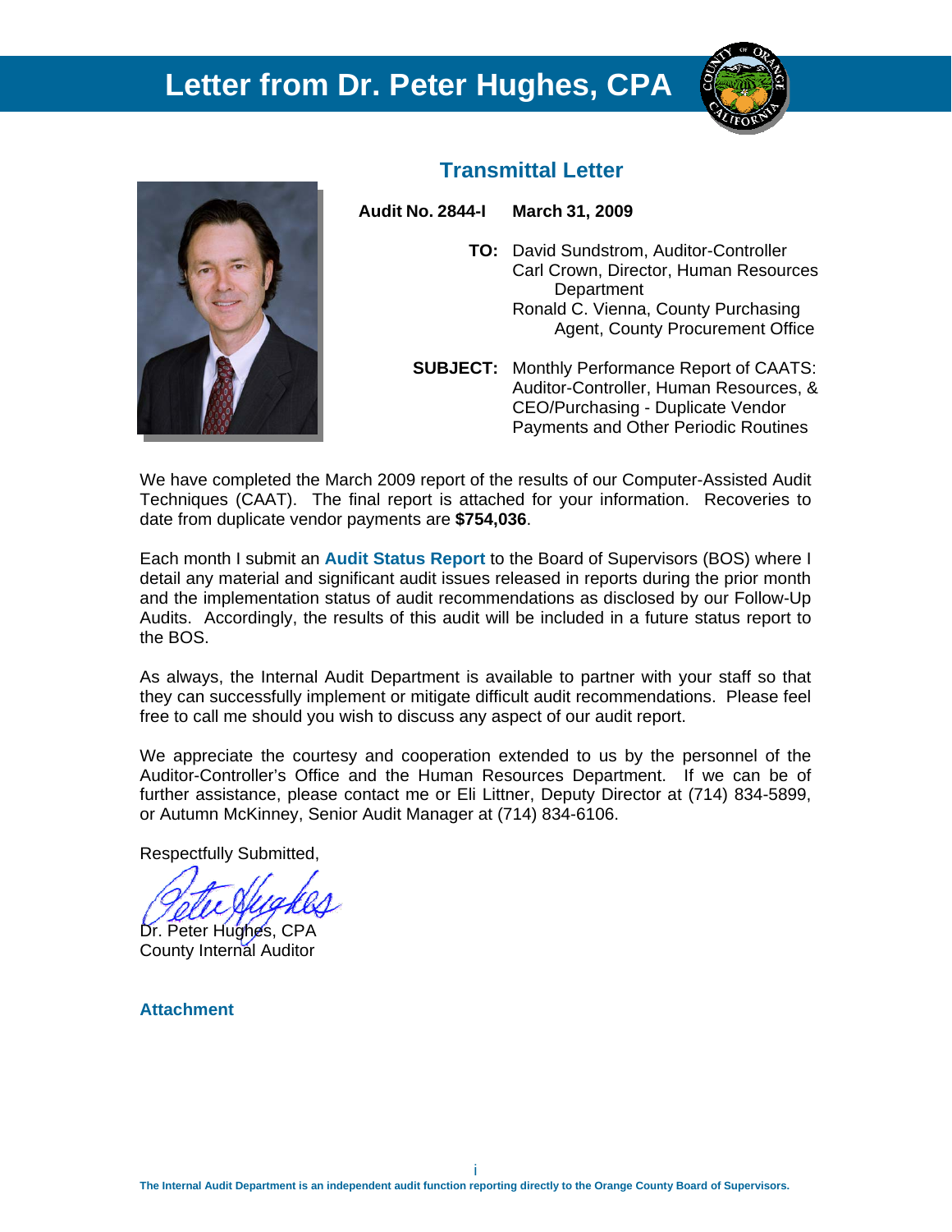# Letter from Dr. Peter Hughes, CPA

## Transmittal Letter

**Audit No. 2844-I** **March 31, 2009**

**TO:** David Sundstrom, Auditor-Controller
Carl Crown, Director, Human Resources Department
Ronald C. Vienna, County Purchasing Agent, County Procurement Office

**SUBJECT:** Monthly Performance Report of CAATS: Auditor-Controller, Human Resources, & CEO/Purchasing - Duplicate Vendor Payments and Other Periodic Routines

We have completed the March 2009 report of the results of our Computer-Assisted Audit Techniques (CAAT). The final report is attached for your information. Recoveries to date from duplicate vendor payments are **$754,036**.

Each month I submit an **Audit Status Report** to the Board of Supervisors (BOS) where I detail any material and significant audit issues released in reports during the prior month and the implementation status of audit recommendations as disclosed by our Follow-Up Audits. Accordingly, the results of this audit will be included in a future status report to the BOS.

As always, the Internal Audit Department is available to partner with your staff so that they can successfully implement or mitigate difficult audit recommendations. Please feel free to call me should you wish to discuss any aspect of our audit report.

We appreciate the courtesy and cooperation extended to us by the personnel of the Auditor-Controller's Office and the Human Resources Department. If we can be of further assistance, please contact me or Eli Littner, Deputy Director at (714) 834-5899, or Autumn McKinney, Senior Audit Manager at (714) 834-6106.

Respectfully Submitted,

Dr. Peter Hughes, CPA
County Internal Auditor

**Attachment**

The Internal Audit Department is an independent audit function reporting directly to the Orange County Board of Supervisors.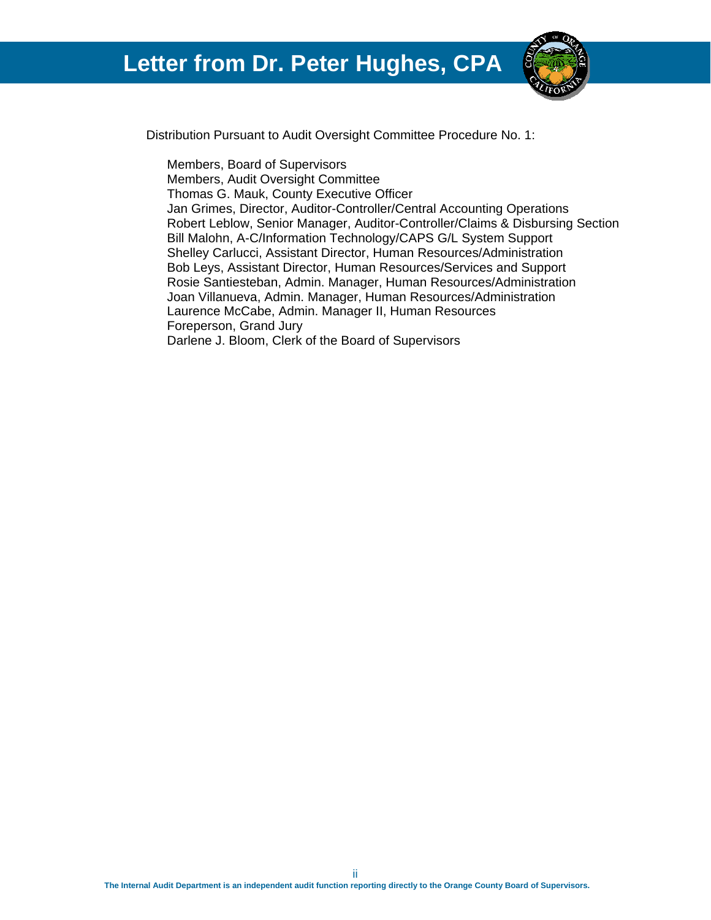# Letter from Dr. Peter Hughes, CPA

Distribution Pursuant to Audit Oversight Committee Procedure No. 1:

Members, Board of Supervisors
Members, Audit Oversight Committee
Thomas G. Mauk, County Executive Officer
Jan Grimes, Director, Auditor-Controller/Central Accounting Operations
Robert Leblow, Senior Manager, Auditor-Controller/Claims & Disbursing Section
Bill Malohn, A-C/Information Technology/CAPS G/L System Support
Shelley Carlucci, Assistant Director, Human Resources/Administration
Bob Leys, Assistant Director, Human Resources/Services and Support
Rosie Santiesteban, Admin. Manager, Human Resources/Administration
Joan Villanueva, Admin. Manager, Human Resources/Administration
Laurence McCabe, Admin. Manager II, Human Resources
Foreperson, Grand Jury
Darlene J. Bloom, Clerk of the Board of Supervisors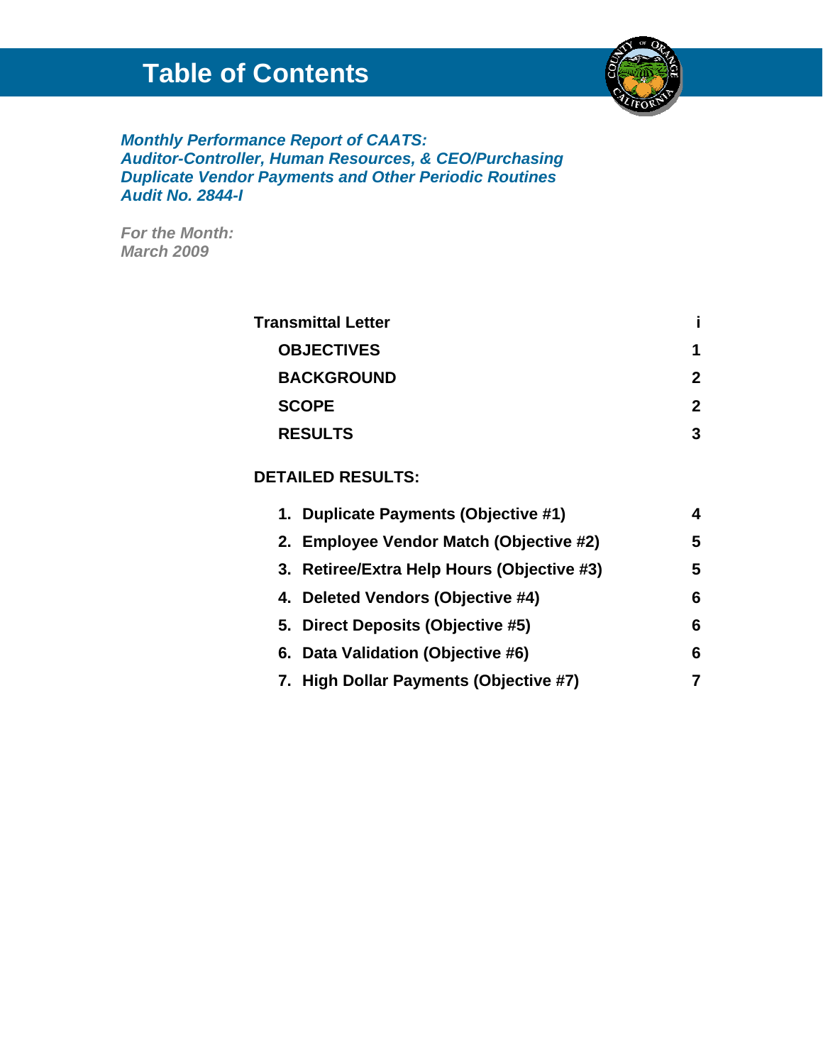# Table of Contents

***Monthly Performance Report of CAATS:***
***Auditor-Controller, Human Resources, & CEO/Purchasing***
***Duplicate Vendor Payments and Other Periodic Routines***
***Audit No. 2844-I***

***For the Month:***
***March 2009***

| | |
|---|---|
| **Transmittal Letter** | **i** |
| **OBJECTIVES** | **1** |
| **BACKGROUND** | **2** |
| **SCOPE** | **2** |
| **RESULTS** | **3** |

**DETAILED RESULTS:**

| | |
|---|---|
| **1. Duplicate Payments (Objective #1)** | **4** |
| **2. Employee Vendor Match (Objective #2)** | **5** |
| **3. Retiree/Extra Help Hours (Objective #3)** | **5** |
| **4. Deleted Vendors (Objective #4)** | **6** |
| **5. Direct Deposits (Objective #5)** | **6** |
| **6. Data Validation (Objective #6)** | **6** |
| **7. High Dollar Payments (Objective #7)** | **7** |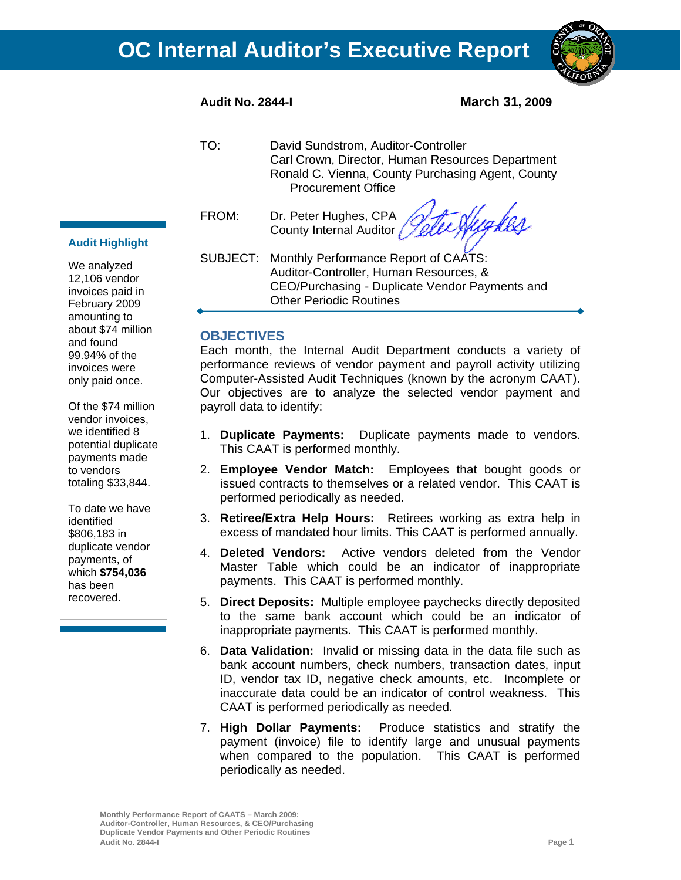# OC Internal Auditor's Executive Report

**Audit No. 2844-I** **March 31, 2009**

TO: David Sundstrom, Auditor-Controller
Carl Crown, Director, Human Resources Department
Ronald C. Vienna, County Purchasing Agent, County Procurement Office

FROM: Dr. Peter Hughes, CPA
County Internal Auditor

SUBJECT: Monthly Performance Report of CAATS: Auditor-Controller, Human Resources, & CEO/Purchasing - Duplicate Vendor Payments and Other Periodic Routines

> **Audit Highlight**
>
> We analyzed 12,106 vendor invoices paid in February 2009 amounting to about $74 million and found 99.94% of the invoices were only paid once.
>
> Of the $74 million vendor invoices, we identified 8 potential duplicate payments made to vendors totaling $33,844.
>
> To date we have identified $806,183 in duplicate vendor payments, of which **$754,036** has been recovered.

## OBJECTIVES

Each month, the Internal Audit Department conducts a variety of performance reviews of vendor payment and payroll activity utilizing Computer-Assisted Audit Techniques (known by the acronym CAAT). Our objectives are to analyze the selected vendor payment and payroll data to identify:

1. **Duplicate Payments:** Duplicate payments made to vendors. This CAAT is performed monthly.
2. **Employee Vendor Match:** Employees that bought goods or issued contracts to themselves or a related vendor. This CAAT is performed periodically as needed.
3. **Retiree/Extra Help Hours:** Retirees working as extra help in excess of mandated hour limits. This CAAT is performed annually.
4. **Deleted Vendors:** Active vendors deleted from the Vendor Master Table which could be an indicator of inappropriate payments. This CAAT is performed monthly.
5. **Direct Deposits:** Multiple employee paychecks directly deposited to the same bank account which could be an indicator of inappropriate payments. This CAAT is performed monthly.
6. **Data Validation:** Invalid or missing data in the data file such as bank account numbers, check numbers, transaction dates, input ID, vendor tax ID, negative check amounts, etc. Incomplete or inaccurate data could be an indicator of control weakness. This CAAT is performed periodically as needed.
7. **High Dollar Payments:** Produce statistics and stratify the payment (invoice) file to identify large and unusual payments when compared to the population. This CAAT is performed periodically as needed.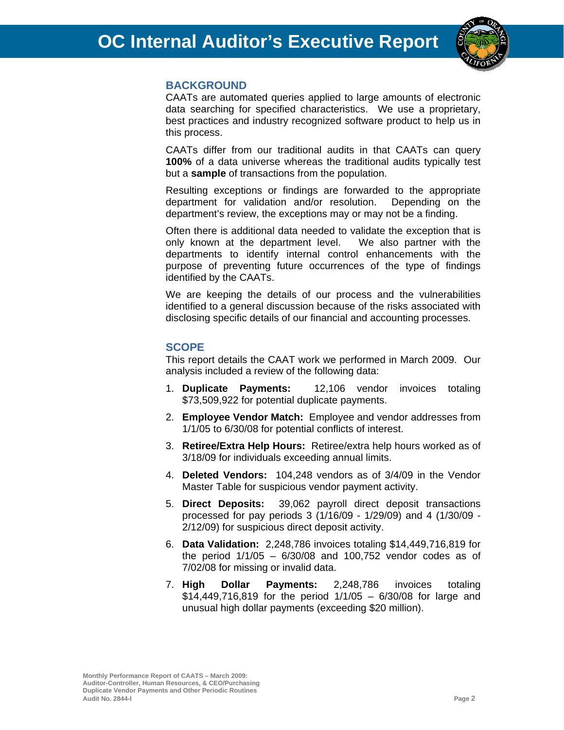## BACKGROUND

CAATs are automated queries applied to large amounts of electronic data searching for specified characteristics. We use a proprietary, best practices and industry recognized software product to help us in this process.

CAATs differ from our traditional audits in that CAATs can query **100%** of a data universe whereas the traditional audits typically test but a **sample** of transactions from the population.

Resulting exceptions or findings are forwarded to the appropriate department for validation and/or resolution. Depending on the department's review, the exceptions may or may not be a finding.

Often there is additional data needed to validate the exception that is only known at the department level. We also partner with the departments to identify internal control enhancements with the purpose of preventing future occurrences of the type of findings identified by the CAATs.

We are keeping the details of our process and the vulnerabilities identified to a general discussion because of the risks associated with disclosing specific details of our financial and accounting processes.

## SCOPE

This report details the CAAT work we performed in March 2009. Our analysis included a review of the following data:

1. **Duplicate Payments:** 12,106 vendor invoices totaling $73,509,922 for potential duplicate payments.
2. **Employee Vendor Match:** Employee and vendor addresses from 1/1/05 to 6/30/08 for potential conflicts of interest.
3. **Retiree/Extra Help Hours:** Retiree/extra help hours worked as of 3/18/09 for individuals exceeding annual limits.
4. **Deleted Vendors:** 104,248 vendors as of 3/4/09 in the Vendor Master Table for suspicious vendor payment activity.
5. **Direct Deposits:** 39,062 payroll direct deposit transactions processed for pay periods 3 (1/16/09 - 1/29/09) and 4 (1/30/09 - 2/12/09) for suspicious direct deposit activity.
6. **Data Validation:** 2,248,786 invoices totaling $14,449,716,819 for the period 1/1/05 – 6/30/08 and 100,752 vendor codes as of 7/02/08 for missing or invalid data.
7. **High Dollar Payments:** 2,248,786 invoices totaling $14,449,716,819 for the period 1/1/05 – 6/30/08 for large and unusual high dollar payments (exceeding $20 million).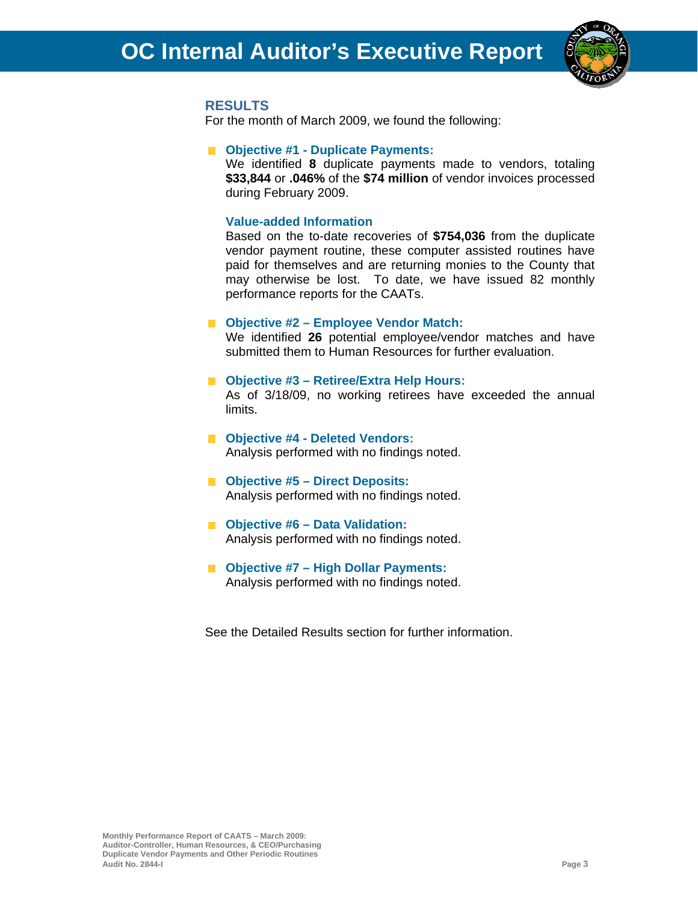# OC Internal Auditor's Executive Report

## RESULTS

For the month of March 2009, we found the following:

- **Objective #1 - Duplicate Payments:**
  We identified **8** duplicate payments made to vendors, totaling **$33,844** or **.046%** of the **$74 million** of vendor invoices processed during February 2009.

  **Value-added Information**
  Based on the to-date recoveries of **$754,036** from the duplicate vendor payment routine, these computer assisted routines have paid for themselves and are returning monies to the County that may otherwise be lost. To date, we have issued 82 monthly performance reports for the CAATs.

- **Objective #2 – Employee Vendor Match:**
  We identified **26** potential employee/vendor matches and have submitted them to Human Resources for further evaluation.

- **Objective #3 – Retiree/Extra Help Hours:**
  As of 3/18/09, no working retirees have exceeded the annual limits.

- **Objective #4 - Deleted Vendors:**
  Analysis performed with no findings noted.

- **Objective #5 – Direct Deposits:**
  Analysis performed with no findings noted.

- **Objective #6 – Data Validation:**
  Analysis performed with no findings noted.

- **Objective #7 – High Dollar Payments:**
  Analysis performed with no findings noted.

See the Detailed Results section for further information.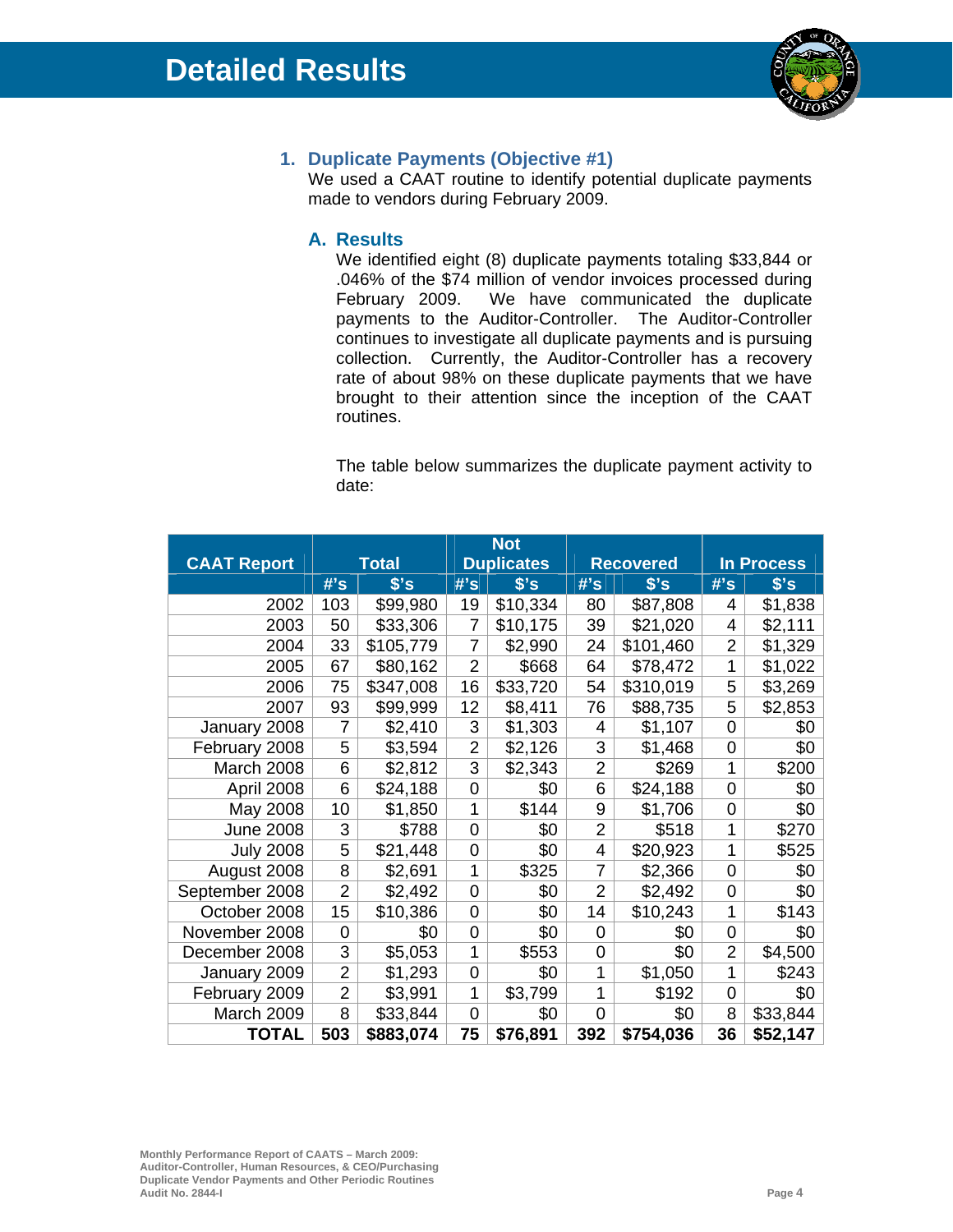# Detailed Results

## 1. Duplicate Payments (Objective #1)

We used a CAAT routine to identify potential duplicate payments made to vendors during February 2009.

### A. Results

We identified eight (8) duplicate payments totaling $33,844 or .046% of the $74 million of vendor invoices processed during February 2009. We have communicated the duplicate payments to the Auditor-Controller. The Auditor-Controller continues to investigate all duplicate payments and is pursuing collection. Currently, the Auditor-Controller has a recovery rate of about 98% on these duplicate payments that we have brought to their attention since the inception of the CAAT routines.

The table below summarizes the duplicate payment activity to date:

| CAAT Report | Total | | Not Duplicates | | Recovered | | In Process | |
|---|---|---|---|---|---|---|---|---|
| | #'s | $'s | #'s | $'s | #'s | $'s | #'s | $'s |
| 2002 | 103 | $99,980 | 19 | $10,334 | 80 | $87,808 | 4 | $1,838 |
| 2003 | 50 | $33,306 | 7 | $10,175 | 39 | $21,020 | 4 | $2,111 |
| 2004 | 33 | $105,779 | 7 | $2,990 | 24 | $101,460 | 2 | $1,329 |
| 2005 | 67 | $80,162 | 2 | $668 | 64 | $78,472 | 1 | $1,022 |
| 2006 | 75 | $347,008 | 16 | $33,720 | 54 | $310,019 | 5 | $3,269 |
| 2007 | 93 | $99,999 | 12 | $8,411 | 76 | $88,735 | 5 | $2,853 |
| January 2008 | 7 | $2,410 | 3 | $1,303 | 4 | $1,107 | 0 | $0 |
| February 2008 | 5 | $3,594 | 2 | $2,126 | 3 | $1,468 | 0 | $0 |
| March 2008 | 6 | $2,812 | 3 | $2,343 | 2 | $269 | 1 | $200 |
| April 2008 | 6 | $24,188 | 0 | $0 | 6 | $24,188 | 0 | $0 |
| May 2008 | 10 | $1,850 | 1 | $144 | 9 | $1,706 | 0 | $0 |
| June 2008 | 3 | $788 | 0 | $0 | 2 | $518 | 1 | $270 |
| July 2008 | 5 | $21,448 | 0 | $0 | 4 | $20,923 | 1 | $525 |
| August 2008 | 8 | $2,691 | 1 | $325 | 7 | $2,366 | 0 | $0 |
| September 2008 | 2 | $2,492 | 0 | $0 | 2 | $2,492 | 0 | $0 |
| October 2008 | 15 | $10,386 | 0 | $0 | 14 | $10,243 | 1 | $143 |
| November 2008 | 0 | $0 | 0 | $0 | 0 | $0 | 0 | $0 |
| December 2008 | 3 | $5,053 | 1 | $553 | 0 | $0 | 2 | $4,500 |
| January 2009 | 2 | $1,293 | 0 | $0 | 1 | $1,050 | 1 | $243 |
| February 2009 | 2 | $3,991 | 1 | $3,799 | 1 | $192 | 0 | $0 |
| March 2009 | 8 | $33,844 | 0 | $0 | 0 | $0 | 8 | $33,844 |
| **TOTAL** | **503** | **$883,074** | **75** | **$76,891** | **392** | **$754,036** | **36** | **$52,147** |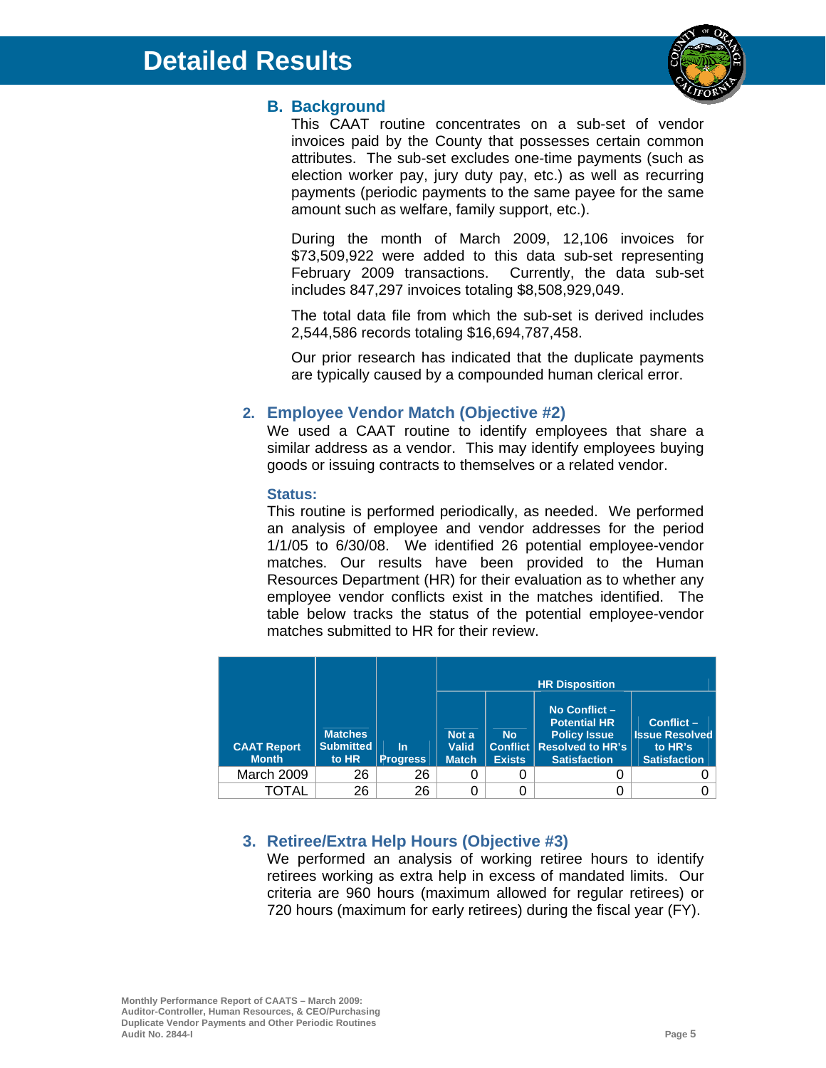# Detailed Results

### B. Background

This CAAT routine concentrates on a sub-set of vendor invoices paid by the County that possesses certain common attributes. The sub-set excludes one-time payments (such as election worker pay, jury duty pay, etc.) as well as recurring payments (periodic payments to the same payee for the same amount such as welfare, family support, etc.).

During the month of March 2009, 12,106 invoices for $73,509,922 were added to this data sub-set representing February 2009 transactions. Currently, the data sub-set includes 847,297 invoices totaling $8,508,929,049.

The total data file from which the sub-set is derived includes 2,544,586 records totaling $16,694,787,458.

Our prior research has indicated that the duplicate payments are typically caused by a compounded human clerical error.

## 2. Employee Vendor Match (Objective #2)

We used a CAAT routine to identify employees that share a similar address as a vendor. This may identify employees buying goods or issuing contracts to themselves or a related vendor.

### Status:

This routine is performed periodically, as needed. We performed an analysis of employee and vendor addresses for the period 1/1/05 to 6/30/08. We identified 26 potential employee-vendor matches. Our results have been provided to the Human Resources Department (HR) for their evaluation as to whether any employee vendor conflicts exist in the matches identified. The table below tracks the status of the potential employee-vendor matches submitted to HR for their review.

| CAAT Report Month | Matches Submitted to HR | In Progress | HR Disposition | | | |
|---|---|---|---|---|---|---|
| | | | Not a Valid Match | No Conflict Exists | No Conflict – Potential HR Policy Issue Resolved to HR's Satisfaction | Conflict – Issue Resolved to HR's Satisfaction |
| March 2009 | 26 | 26 | 0 | 0 | 0 | 0 |
| TOTAL | 26 | 26 | 0 | 0 | 0 | 0 |

## 3. Retiree/Extra Help Hours (Objective #3)

We performed an analysis of working retiree hours to identify retirees working as extra help in excess of mandated limits. Our criteria are 960 hours (maximum allowed for regular retirees) or 720 hours (maximum for early retirees) during the fiscal year (FY).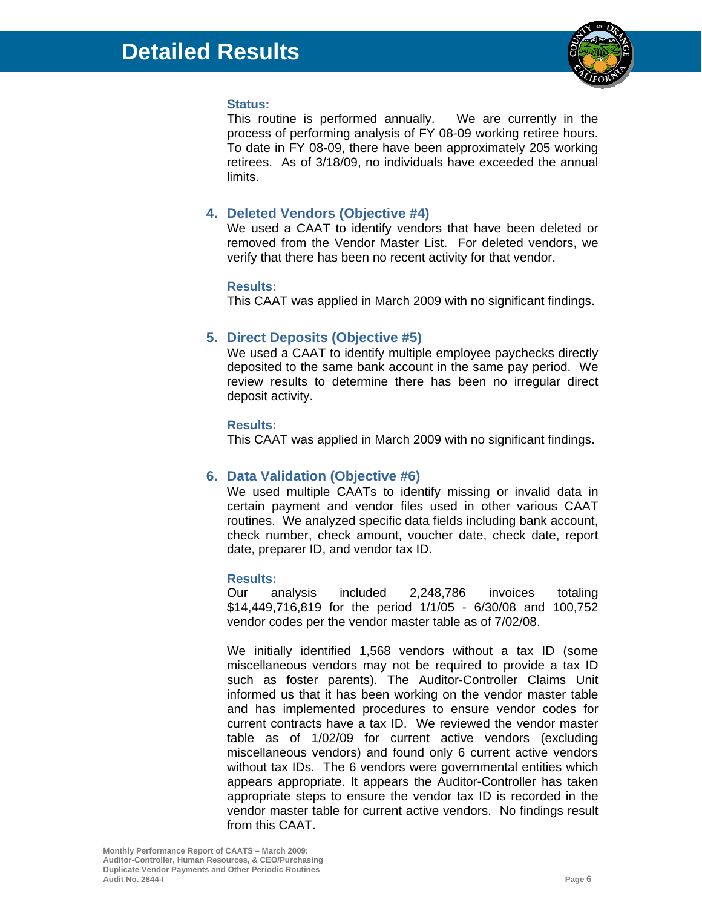# Detailed Results

**Status:**

This routine is performed annually. We are currently in the process of performing analysis of FY 08-09 working retiree hours. To date in FY 08-09, there have been approximately 205 working retirees. As of 3/18/09, no individuals have exceeded the annual limits.

## 4. Deleted Vendors (Objective #4)

We used a CAAT to identify vendors that have been deleted or removed from the Vendor Master List. For deleted vendors, we verify that there has been no recent activity for that vendor.

**Results:**

This CAAT was applied in March 2009 with no significant findings.

## 5. Direct Deposits (Objective #5)

We used a CAAT to identify multiple employee paychecks directly deposited to the same bank account in the same pay period. We review results to determine there has been no irregular direct deposit activity.

**Results:**

This CAAT was applied in March 2009 with no significant findings.

## 6. Data Validation (Objective #6)

We used multiple CAATs to identify missing or invalid data in certain payment and vendor files used in other various CAAT routines. We analyzed specific data fields including bank account, check number, check amount, voucher date, check date, report date, preparer ID, and vendor tax ID.

**Results:**

Our analysis included 2,248,786 invoices totaling $14,449,716,819 for the period 1/1/05 - 6/30/08 and 100,752 vendor codes per the vendor master table as of 7/02/08.

We initially identified 1,568 vendors without a tax ID (some miscellaneous vendors may not be required to provide a tax ID such as foster parents). The Auditor-Controller Claims Unit informed us that it has been working on the vendor master table and has implemented procedures to ensure vendor codes for current contracts have a tax ID. We reviewed the vendor master table as of 1/02/09 for current active vendors (excluding miscellaneous vendors) and found only 6 current active vendors without tax IDs. The 6 vendors were governmental entities which appears appropriate. It appears the Auditor-Controller has taken appropriate steps to ensure the vendor tax ID is recorded in the vendor master table for current active vendors. No findings result from this CAAT.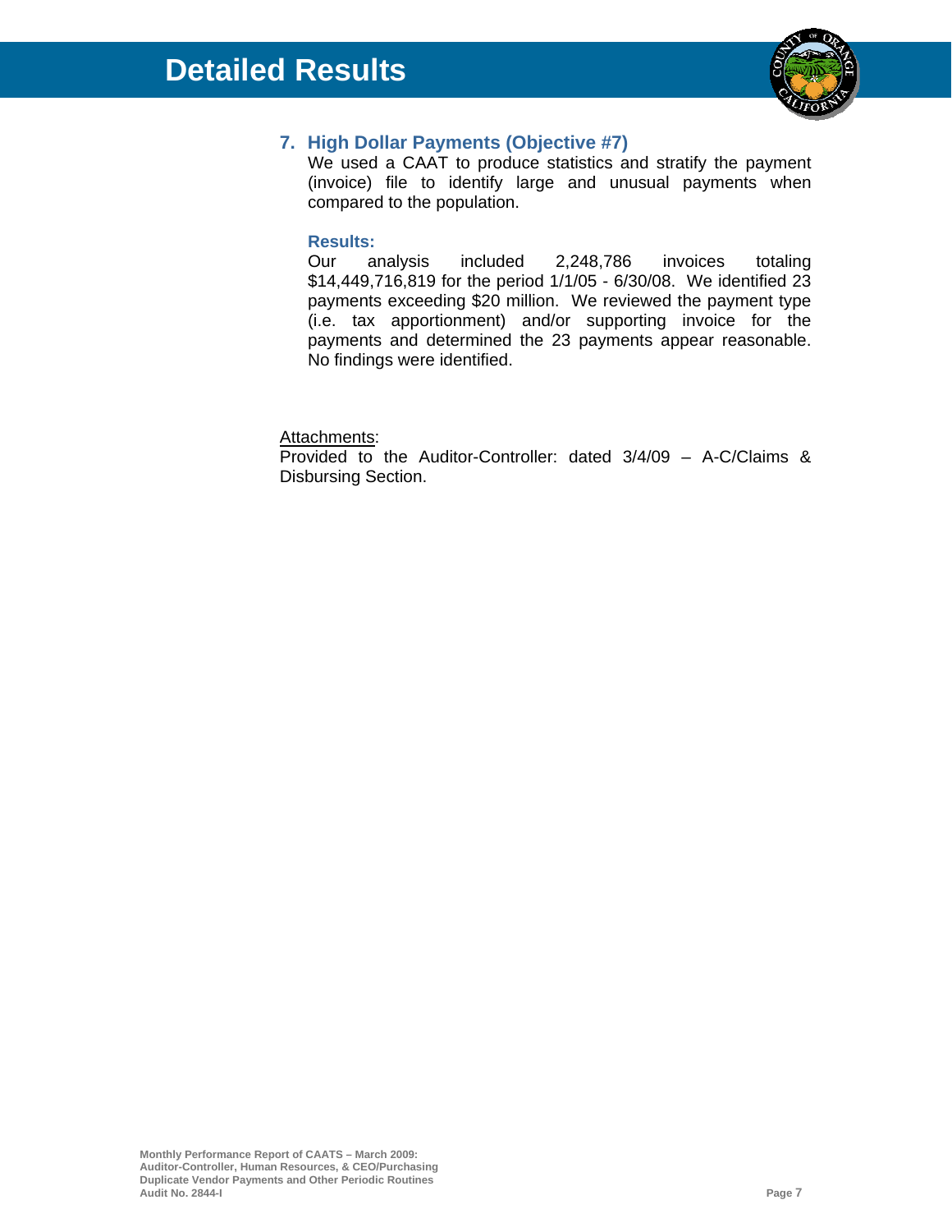# Detailed Results

### 7. High Dollar Payments (Objective #7)

We used a CAAT to produce statistics and stratify the payment (invoice) file to identify large and unusual payments when compared to the population.

**Results:**

Our analysis included 2,248,786 invoices totaling $14,449,716,819 for the period 1/1/05 - 6/30/08. We identified 23 payments exceeding $20 million. We reviewed the payment type (i.e. tax apportionment) and/or supporting invoice for the payments and determined the 23 payments appear reasonable. No findings were identified.

Attachments:

Provided to the Auditor-Controller: dated 3/4/09 – A-C/Claims & Disbursing Section.